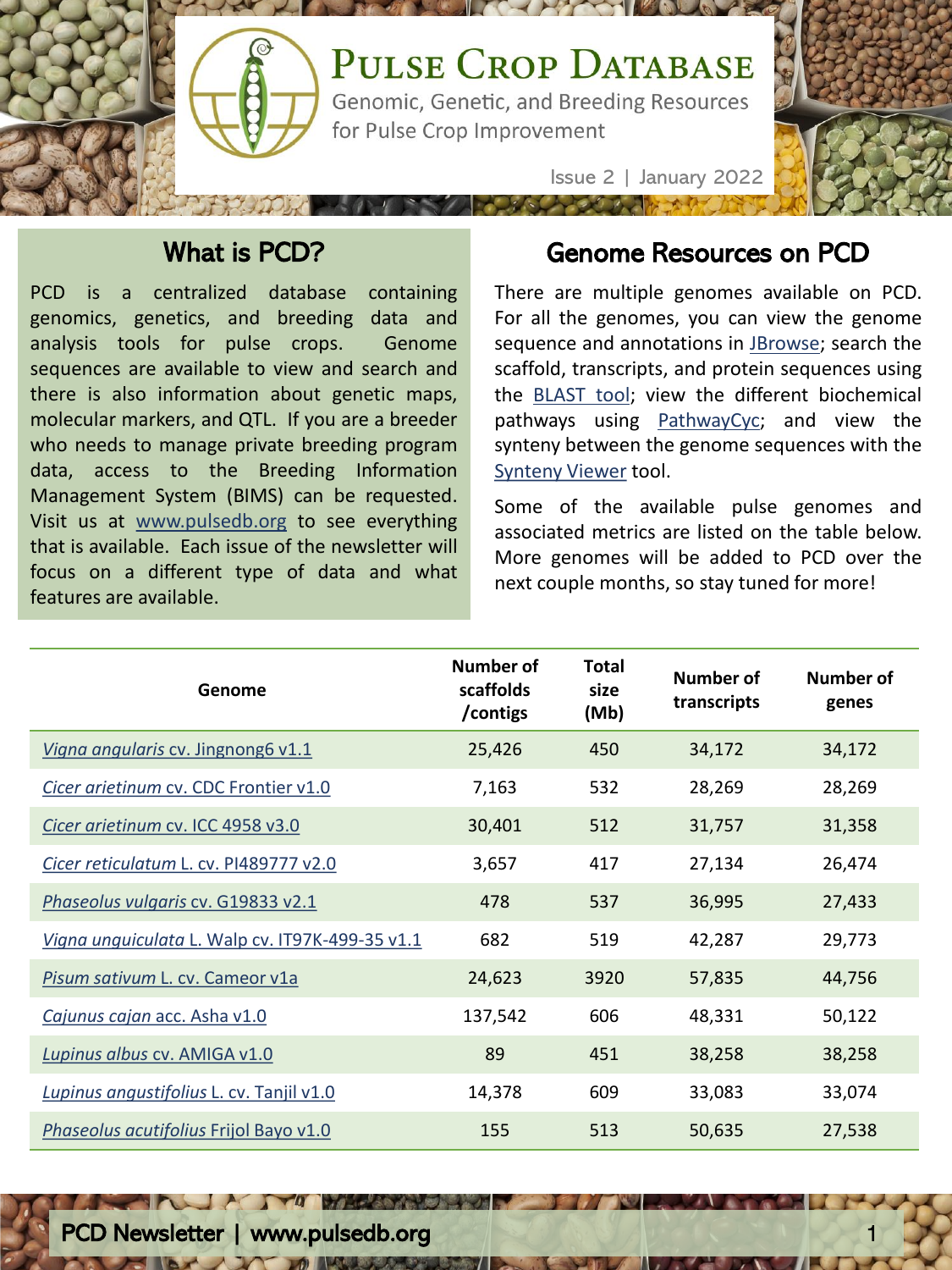# Pulse Crop Database

Genomic, Genetic, and Breeding Resources for Pulse Crop Improvement

Issue 2 | January 2022

## What is PCD?

PCD is a centralized database containing genomics, genetics, and breeding data and analysis tools for pulse crops. Genome sequences are available to view and search and there is also information about genetic maps, molecular markers, and QTL. If you are a breeder who needs to manage private breeding program data, access to the Breeding Information Management System (BIMS) can be requested. Visit us at www.pulsedb.org to see everything that is available. Each issue of the newsletter will focus on a different type of data and what features are available.

## Genome Resources on PCD

There are multiple genomes available on PCD. For all the genomes, you can view the genome sequence and annotations in JBrowse; search the scaffold, transcripts, and protein sequences using the BLAST tool; view the different biochemical pathways using PathwayCyc; and view the synteny between the genome sequences with the Synteny Viewer tool.

Some of the available pulse genomes and associated metrics are listed on the table below. More genomes will be added to PCD over the next couple months, so stay tuned for more!

| Genome | Number of scaffolds /contigs | Total size (Mb) | Number of transcripts | Number of genes |
|---|---|---|---|---|
| *Vigna angularis* cv. Jingnong6 v1.1 | 25,426 | 450 | 34,172 | 34,172 |
| *Cicer arietinum* cv. CDC Frontier v1.0 | 7,163 | 532 | 28,269 | 28,269 |
| *Cicer arietinum* cv. ICC 4958 v3.0 | 30,401 | 512 | 31,757 | 31,358 |
| *Cicer reticulatum* L. cv. PI489777 v2.0 | 3,657 | 417 | 27,134 | 26,474 |
| *Phaseolus vulgaris* cv. G19833 v2.1 | 478 | 537 | 36,995 | 27,433 |
| *Vigna unguiculata* L. Walp cv. IT97K-499-35 v1.1 | 682 | 519 | 42,287 | 29,773 |
| *Pisum sativum* L. cv. Cameor v1a | 24,623 | 3920 | 57,835 | 44,756 |
| *Cajunus cajan* acc. Asha v1.0 | 137,542 | 606 | 48,331 | 50,122 |
| *Lupinus albus* cv. AMIGA v1.0 | 89 | 451 | 38,258 | 38,258 |
| *Lupinus angustifolius* L. cv. Tanjil v1.0 | 14,378 | 609 | 33,083 | 33,074 |
| *Phaseolus acutifolius* Frijol Bayo v1.0 | 155 | 513 | 50,635 | 27,538 |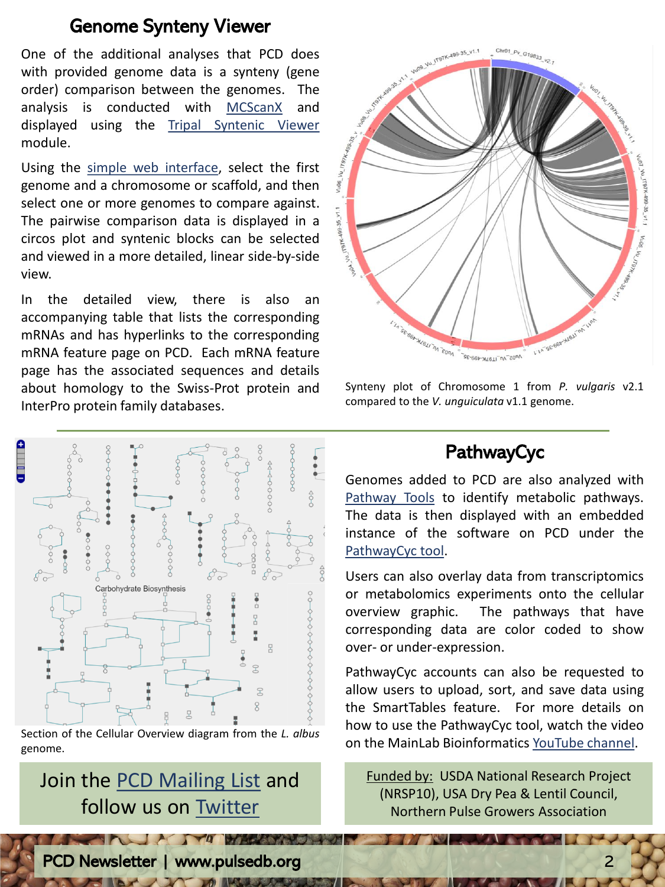## Genome Synteny Viewer

One of the additional analyses that PCD does with provided genome data is a synteny (gene order) comparison between the genomes. The analysis is conducted with MCScanX and displayed using the Tripal Syntenic Viewer module.

Using the simple web interface, select the first genome and a chromosome or scaffold, and then select one or more genomes to compare against. The pairwise comparison data is displayed in a circos plot and syntenic blocks can be selected and viewed in a more detailed, linear side-by-side view.

In the detailed view, there is also an accompanying table that lists the corresponding mRNAs and has hyperlinks to the corresponding mRNA feature page on PCD. Each mRNA feature page has the associated sequences and details about homology to the Swiss-Prot protein and InterPro protein family databases.

Synteny plot of Chromosome 1 from *P. vulgaris* v2.1 compared to the *V. unguiculata* v1.1 genome.

Section of the Cellular Overview diagram from the *L. albus* genome.

## PathwayCyc

Genomes added to PCD are also analyzed with Pathway Tools to identify metabolic pathways. The data is then displayed with an embedded instance of the software on PCD under the PathwayCyc tool.

Users can also overlay data from transcriptomics or metabolomics experiments onto the cellular overview graphic. The pathways that have corresponding data are color coded to show over- or under-expression.

PathwayCyc accounts can also be requested to allow users to upload, sort, and save data using the SmartTables feature. For more details on how to use the PathwayCyc tool, watch the video on the MainLab Bioinformatics YouTube channel.

Join the PCD Mailing List and follow us on Twitter

Funded by: USDA National Research Project (NRSP10), USA Dry Pea & Lentil Council, Northern Pulse Growers Association